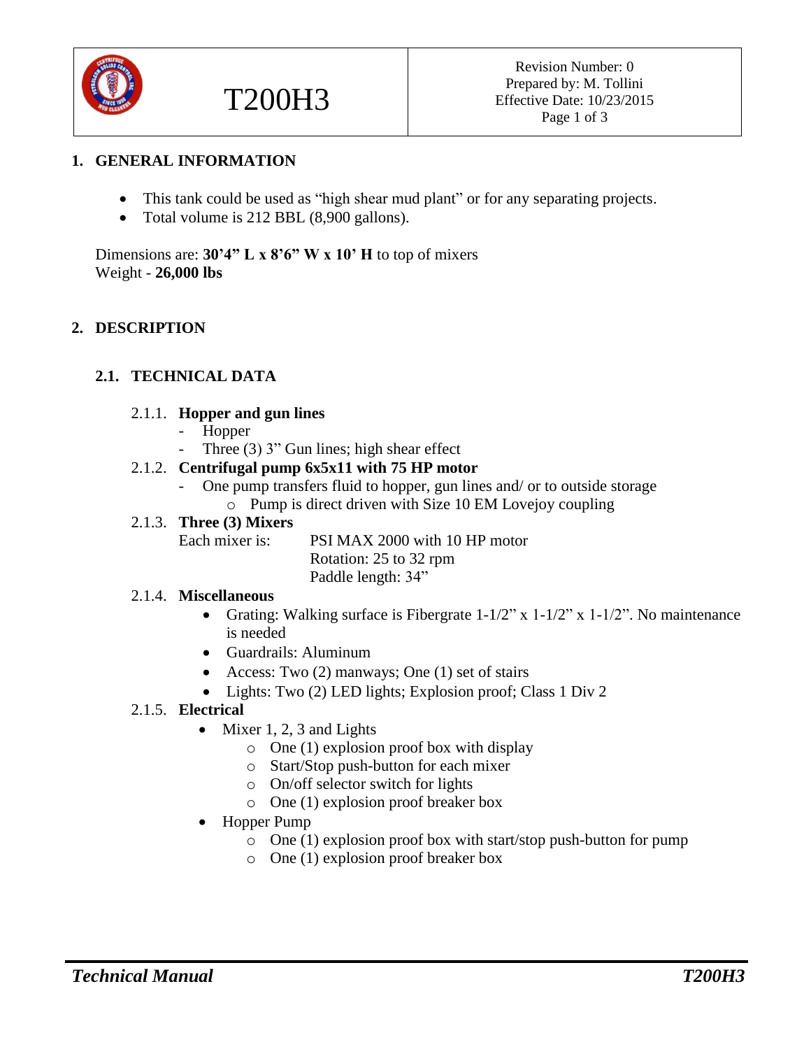| | T200H3 | Revision Number: 0<br>Prepared by: M. Tollini<br>Effective Date: 10/23/2015<br>Page 1 of 3 |
|---|---|---|

## 1. GENERAL INFORMATION

- This tank could be used as "high shear mud plant" or for any separating projects.
- Total volume is 212 BBL (8,900 gallons).

Dimensions are: **30'4" L x 8'6" W x 10' H** to top of mixers
Weight - **26,000 lbs**

## 2. DESCRIPTION

### 2.1. TECHNICAL DATA

#### 2.1.1. Hopper and gun lines

- Hopper
- Three (3) 3" Gun lines; high shear effect

#### 2.1.2. Centrifugal pump 6x5x11 with 75 HP motor

- One pump transfers fluid to hopper, gun lines and/ or to outside storage
  - Pump is direct driven with Size 10 EM Lovejoy coupling

#### 2.1.3. Three (3) Mixers

Each mixer is: PSI MAX 2000 with 10 HP motor
Rotation: 25 to 32 rpm
Paddle length: 34"

#### 2.1.4. Miscellaneous

- Grating: Walking surface is Fibergrate 1-1/2" x 1-1/2" x 1-1/2". No maintenance is needed
- Guardrails: Aluminum
- Access: Two (2) manways; One (1) set of stairs
- Lights: Two (2) LED lights; Explosion proof; Class 1 Div 2

#### 2.1.5. Electrical

- Mixer 1, 2, 3 and Lights
  - One (1) explosion proof box with display
  - Start/Stop push-button for each mixer
  - On/off selector switch for lights
  - One (1) explosion proof breaker box
- Hopper Pump
  - One (1) explosion proof box with start/stop push-button for pump
  - One (1) explosion proof breaker box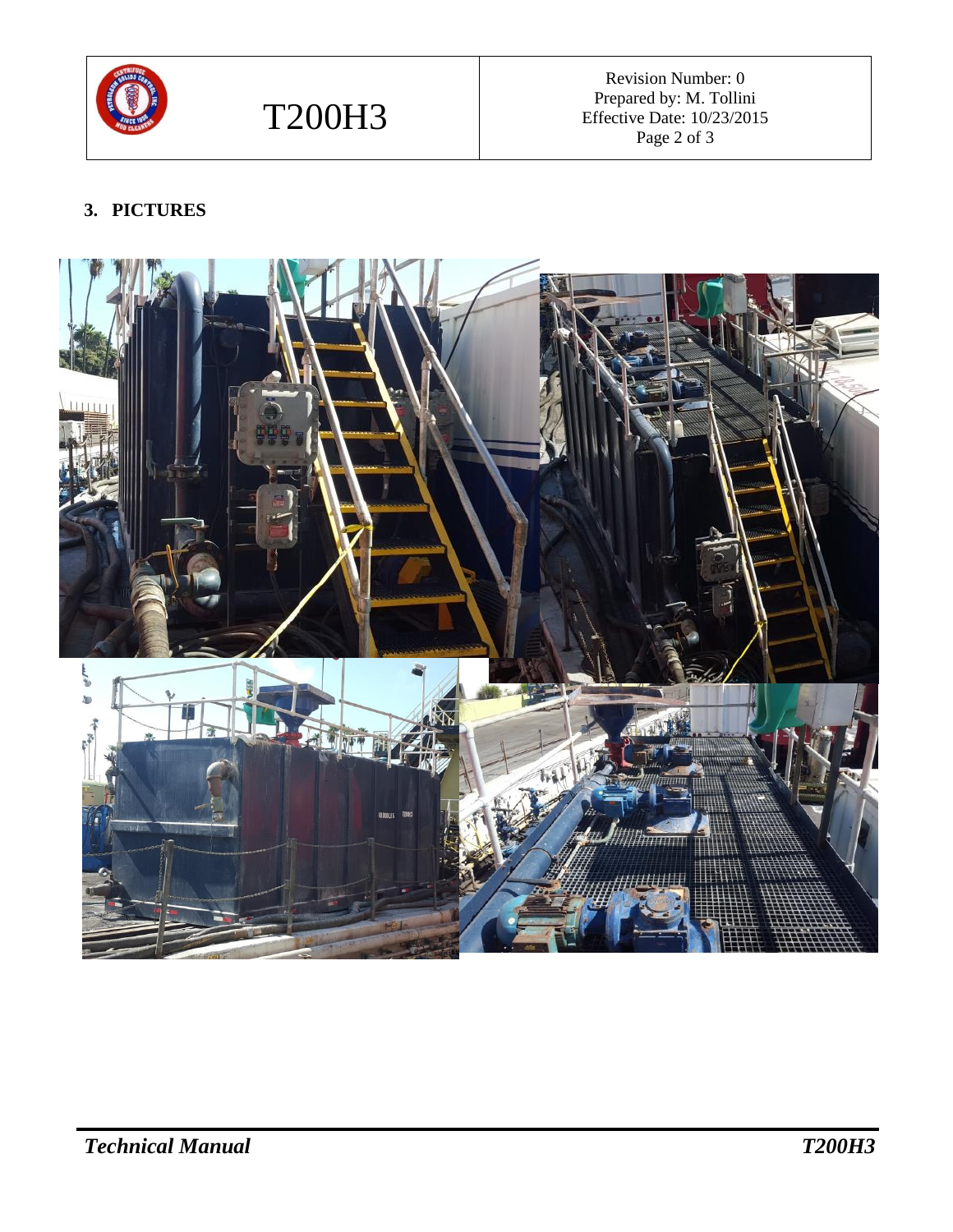## 3. PICTURES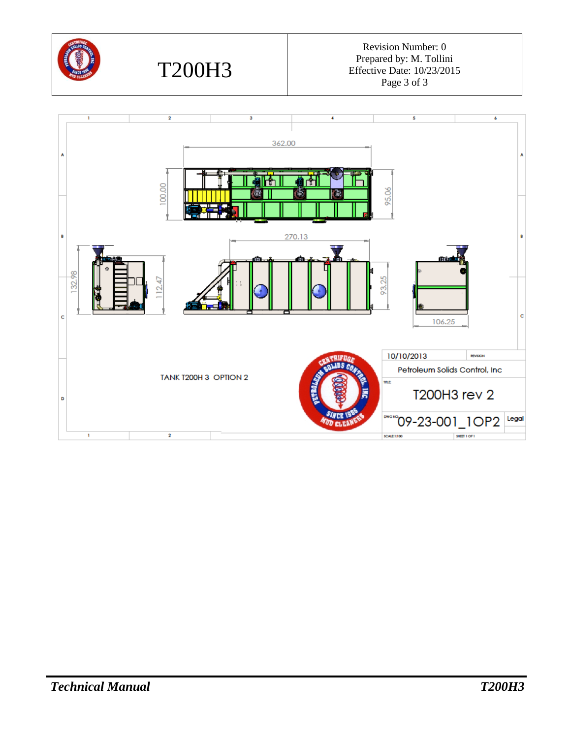| | |
|---|---|
| T200H3 | Revision Number: 0<br>Prepared by: M. Tollini<br>Effective Date: 10/23/2015<br>Page 3 of 3 |

362.00

100.00

95.06

270.13

132.98

112.47

93.25

106.25

TANK T200H 3 OPTION 2

| | |
|---|---|
| 10/10/2013 | REVISION |
| Petroleum Solids Control, Inc | |
| TITLE: T200H3 rev 2 | |
| DWG NO. 09-23-001_1OP2 | Legal |
| SCALE:1:100 | SHEET 1 OF 1 |